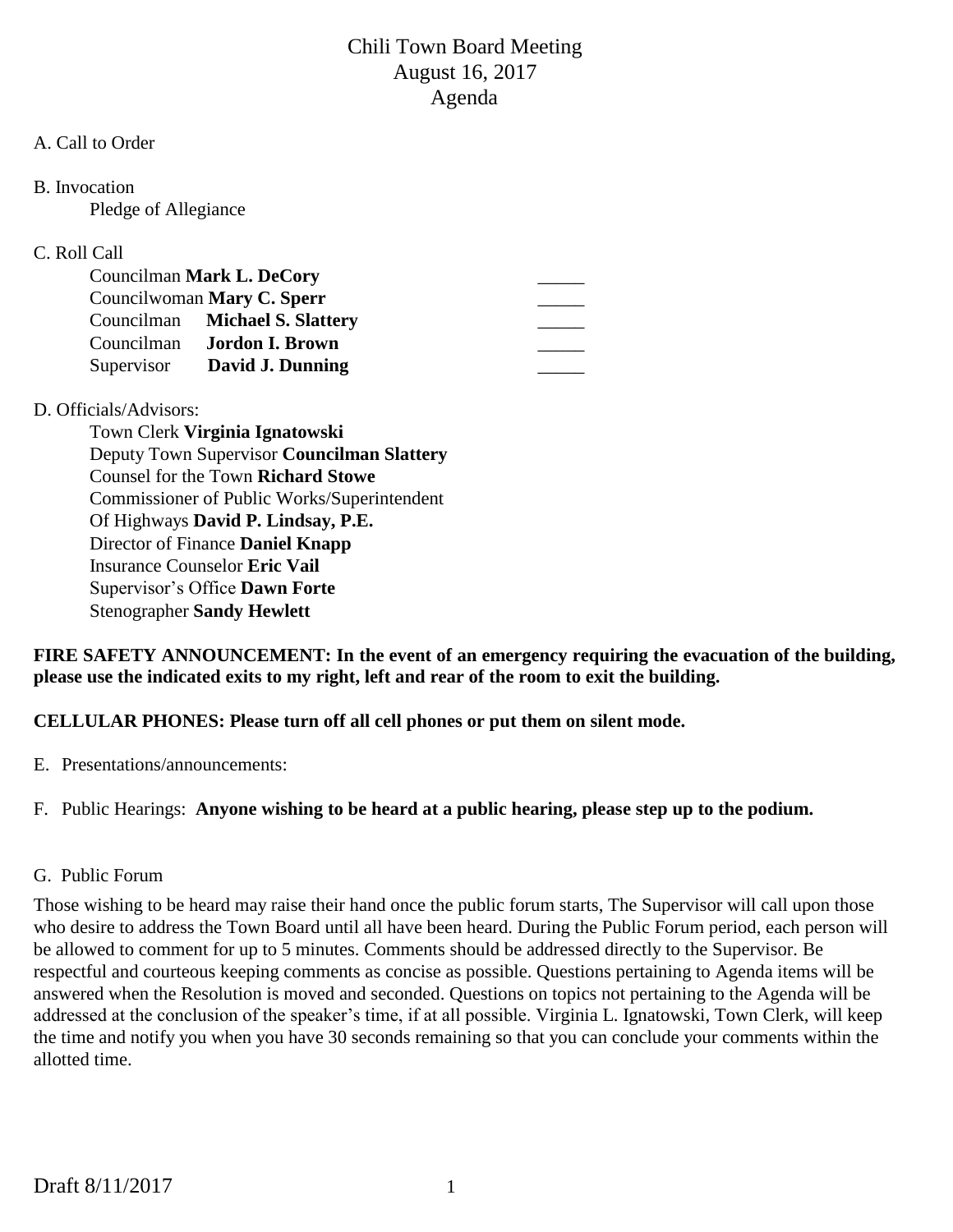# Chili Town Board Meeting
## August 16, 2017
## Agenda

A. Call to Order

B. Invocation

Pledge of Allegiance

C. Roll Call

| | |
|---|---|
| Councilman **Mark L. DeCory** | _____ |
| Councilwoman **Mary C. Sperr** | _____ |
| Councilman **Michael S. Slattery** | _____ |
| Councilman **Jordon I. Brown** | _____ |
| Supervisor **David J. Dunning** | _____ |

D. Officials/Advisors:

Town Clerk **Virginia Ignatowski**
Deputy Town Supervisor **Councilman Slattery**
Counsel for the Town **Richard Stowe**
Commissioner of Public Works/Superintendent Of Highways **David P. Lindsay, P.E.**
Director of Finance **Daniel Knapp**
Insurance Counselor **Eric Vail**
Supervisor's Office **Dawn Forte**
Stenographer **Sandy Hewlett**

**FIRE SAFETY ANNOUNCEMENT: In the event of an emergency requiring the evacuation of the building, please use the indicated exits to my right, left and rear of the room to exit the building.**

**CELLULAR PHONES: Please turn off all cell phones or put them on silent mode.**

E. Presentations/announcements:

F. Public Hearings: **Anyone wishing to be heard at a public hearing, please step up to the podium.**

G. Public Forum

Those wishing to be heard may raise their hand once the public forum starts, The Supervisor will call upon those who desire to address the Town Board until all have been heard. During the Public Forum period, each person will be allowed to comment for up to 5 minutes. Comments should be addressed directly to the Supervisor. Be respectful and courteous keeping comments as concise as possible. Questions pertaining to Agenda items will be answered when the Resolution is moved and seconded. Questions on topics not pertaining to the Agenda will be addressed at the conclusion of the speaker's time, if at all possible. Virginia L. Ignatowski, Town Clerk, will keep the time and notify you when you have 30 seconds remaining so that you can conclude your comments within the allotted time.

Draft 8/11/2017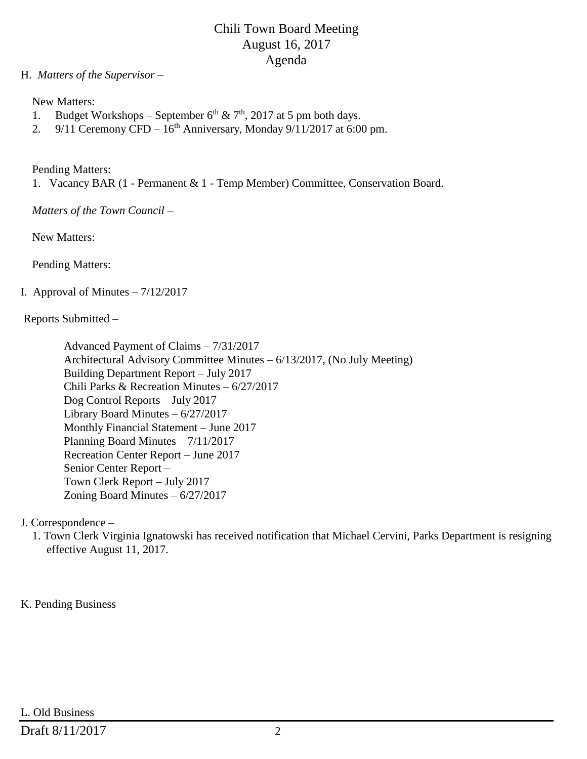# Chili Town Board Meeting
## August 16, 2017
## Agenda

H. *Matters of the Supervisor* –

New Matters:

1. Budget Workshops – September $6^{th}$ & $7^{th}$, 2017 at 5 pm both days.
2. 9/11 Ceremony CFD – $16^{th}$ Anniversary, Monday 9/11/2017 at 6:00 pm.

Pending Matters:

1. Vacancy BAR (1 - Permanent & 1 - Temp Member) Committee, Conservation Board.

*Matters of the Town Council* –

New Matters:

Pending Matters:

I. Approval of Minutes – 7/12/2017

Reports Submitted –

Advanced Payment of Claims – 7/31/2017
Architectural Advisory Committee Minutes – 6/13/2017, (No July Meeting)
Building Department Report – July 2017
Chili Parks & Recreation Minutes – 6/27/2017
Dog Control Reports – July 2017
Library Board Minutes – 6/27/2017
Monthly Financial Statement – June 2017
Planning Board Minutes – 7/11/2017
Recreation Center Report – June 2017
Senior Center Report –
Town Clerk Report – July 2017
Zoning Board Minutes – 6/27/2017

J. Correspondence –

1. Town Clerk Virginia Ignatowski has received notification that Michael Cervini, Parks Department is resigning effective August 11, 2017.

K. Pending Business

L. Old Business

Draft 8/11/2017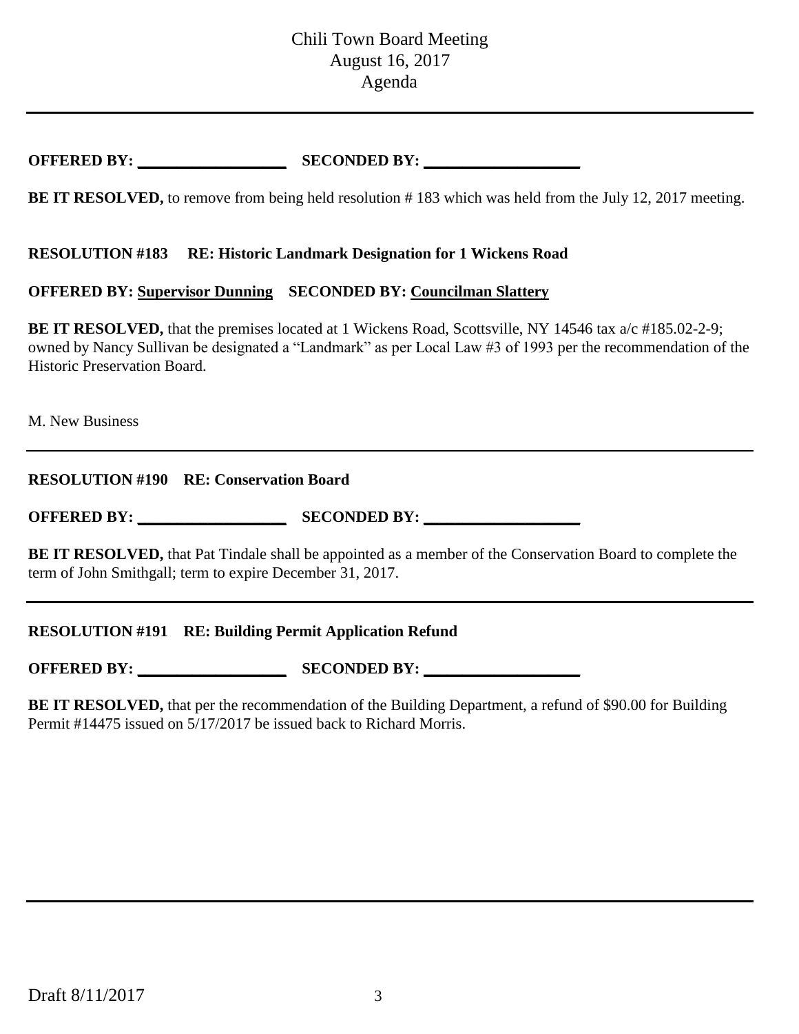OFFERED BY: ___________________ SECONDED BY: ___________________

**BE IT RESOLVED,** to remove from being held resolution # 183 which was held from the July 12, 2017 meeting.

**RESOLUTION #183 RE: Historic Landmark Designation for 1 Wickens Road**

**OFFERED BY: Supervisor Dunning SECONDED BY: Councilman Slattery**

**BE IT RESOLVED,** that the premises located at 1 Wickens Road, Scottsville, NY 14546 tax a/c #185.02-2-9; owned by Nancy Sullivan be designated a "Landmark" as per Local Law #3 of 1993 per the recommendation of the Historic Preservation Board.

M. New Business

---

**RESOLUTION #190 RE: Conservation Board**

**OFFERED BY:** ___________________ **SECONDED BY:** ___________________

**BE IT RESOLVED,** that Pat Tindale shall be appointed as a member of the Conservation Board to complete the term of John Smithgall; term to expire December 31, 2017.

---

**RESOLUTION #191 RE: Building Permit Application Refund**

**OFFERED BY:** ___________________ **SECONDED BY:** ___________________

**BE IT RESOLVED,** that per the recommendation of the Building Department, a refund of $90.00 for Building Permit #14475 issued on 5/17/2017 be issued back to Richard Morris.

---

Draft 8/11/2017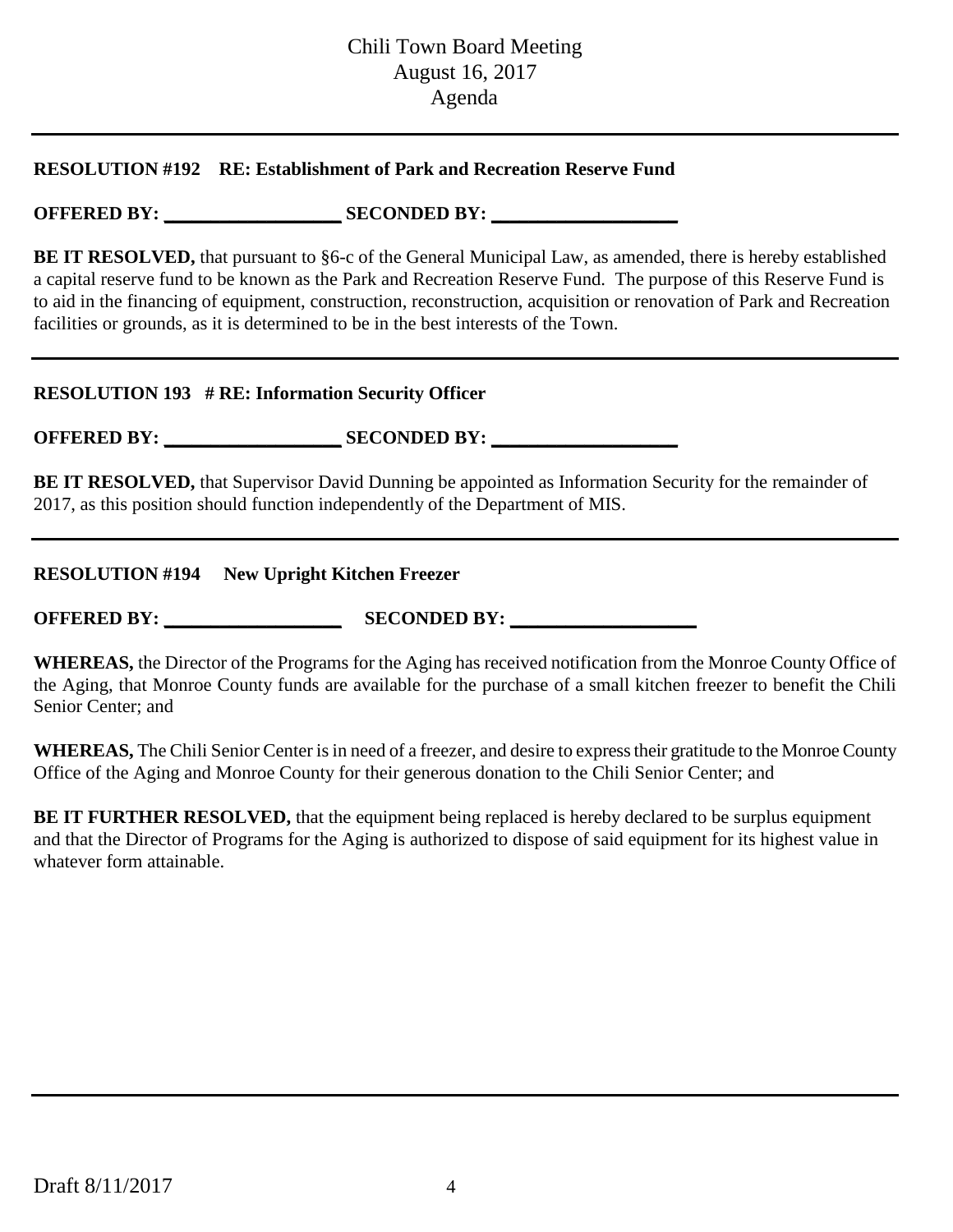**RESOLUTION #192 RE: Establishment of Park and Recreation Reserve Fund**

**OFFERED BY: \_\_\_\_\_\_\_\_\_\_\_\_\_\_\_\_\_\_\_\_ SECONDED BY: \_\_\_\_\_\_\_\_\_\_\_\_\_\_\_\_\_\_\_\_**

**BE IT RESOLVED,** that pursuant to §6-c of the General Municipal Law, as amended, there is hereby established a capital reserve fund to be known as the Park and Recreation Reserve Fund. The purpose of this Reserve Fund is to aid in the financing of equipment, construction, reconstruction, acquisition or renovation of Park and Recreation facilities or grounds, as it is determined to be in the best interests of the Town.

---

**RESOLUTION 193 # RE: Information Security Officer**

**OFFERED BY: \_\_\_\_\_\_\_\_\_\_\_\_\_\_\_\_\_\_\_\_ SECONDED BY: \_\_\_\_\_\_\_\_\_\_\_\_\_\_\_\_\_\_\_\_**

**BE IT RESOLVED,** that Supervisor David Dunning be appointed as Information Security for the remainder of 2017, as this position should function independently of the Department of MIS.

---

**RESOLUTION #194 New Upright Kitchen Freezer**

**OFFERED BY: \_\_\_\_\_\_\_\_\_\_\_\_\_\_\_\_\_\_\_\_ SECONDED BY: \_\_\_\_\_\_\_\_\_\_\_\_\_\_\_\_\_\_\_\_**

**WHEREAS,** the Director of the Programs for the Aging has received notification from the Monroe County Office of the Aging, that Monroe County funds are available for the purchase of a small kitchen freezer to benefit the Chili Senior Center; and

**WHEREAS,** The Chili Senior Center is in need of a freezer, and desire to express their gratitude to the Monroe County Office of the Aging and Monroe County for their generous donation to the Chili Senior Center; and

**BE IT FURTHER RESOLVED,** that the equipment being replaced is hereby declared to be surplus equipment and that the Director of Programs for the Aging is authorized to dispose of said equipment for its highest value in whatever form attainable.

---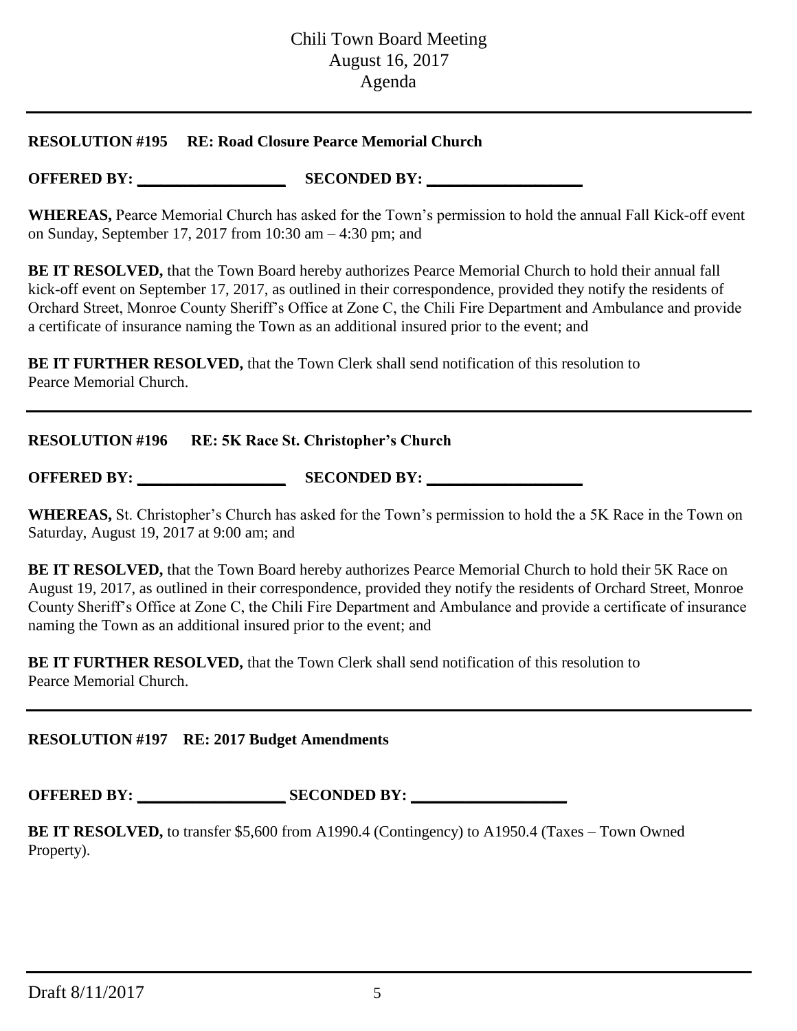# Chili Town Board Meeting
August 16, 2017
Agenda

---

**RESOLUTION #195 RE: Road Closure Pearce Memorial Church**

**OFFERED BY:** \_\_\_\_\_\_\_\_\_\_\_\_\_\_\_\_\_\_\_\_ **SECONDED BY:** \_\_\_\_\_\_\_\_\_\_\_\_\_\_\_\_\_\_\_\_

**WHEREAS,** Pearce Memorial Church has asked for the Town's permission to hold the annual Fall Kick-off event on Sunday, September 17, 2017 from 10:30 am – 4:30 pm; and

**BE IT RESOLVED,** that the Town Board hereby authorizes Pearce Memorial Church to hold their annual fall kick-off event on September 17, 2017, as outlined in their correspondence, provided they notify the residents of Orchard Street, Monroe County Sheriff's Office at Zone C, the Chili Fire Department and Ambulance and provide a certificate of insurance naming the Town as an additional insured prior to the event; and

**BE IT FURTHER RESOLVED,** that the Town Clerk shall send notification of this resolution to Pearce Memorial Church.

---

**RESOLUTION #196 RE: 5K Race St. Christopher's Church**

**OFFERED BY:** \_\_\_\_\_\_\_\_\_\_\_\_\_\_\_\_\_\_\_\_ **SECONDED BY:** \_\_\_\_\_\_\_\_\_\_\_\_\_\_\_\_\_\_\_\_

**WHEREAS,** St. Christopher's Church has asked for the Town's permission to hold the a 5K Race in the Town on Saturday, August 19, 2017 at 9:00 am; and

**BE IT RESOLVED,** that the Town Board hereby authorizes Pearce Memorial Church to hold their 5K Race on August 19, 2017, as outlined in their correspondence, provided they notify the residents of Orchard Street, Monroe County Sheriff's Office at Zone C, the Chili Fire Department and Ambulance and provide a certificate of insurance naming the Town as an additional insured prior to the event; and

**BE IT FURTHER RESOLVED,** that the Town Clerk shall send notification of this resolution to Pearce Memorial Church.

---

**RESOLUTION #197 RE: 2017 Budget Amendments**

**OFFERED BY:** \_\_\_\_\_\_\_\_\_\_\_\_\_\_\_\_\_\_\_\_ **SECONDED BY:** \_\_\_\_\_\_\_\_\_\_\_\_\_\_\_\_\_\_\_\_

**BE IT RESOLVED,** to transfer $5,600 from A1990.4 (Contingency) to A1950.4 (Taxes – Town Owned Property).

---

Draft 8/11/2017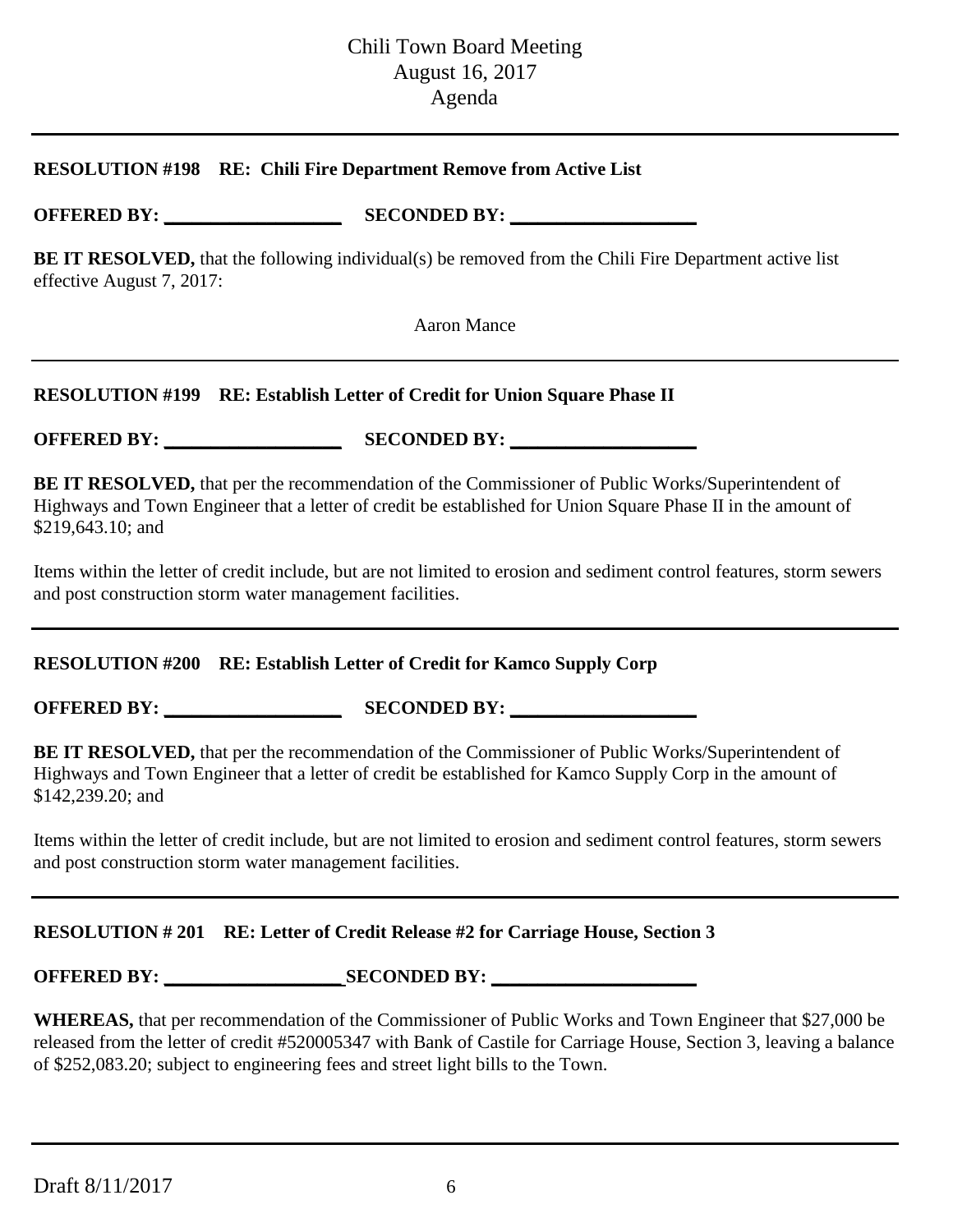**RESOLUTION #198 RE: Chili Fire Department Remove from Active List**

**OFFERED BY: ___________________ SECONDED BY: ___________________**

**BE IT RESOLVED,** that the following individual(s) be removed from the Chili Fire Department active list effective August 7, 2017:

Aaron Mance

---

**RESOLUTION #199 RE: Establish Letter of Credit for Union Square Phase II**

**OFFERED BY: ___________________ SECONDED BY: ___________________**

**BE IT RESOLVED,** that per the recommendation of the Commissioner of Public Works/Superintendent of Highways and Town Engineer that a letter of credit be established for Union Square Phase II in the amount of $219,643.10; and

Items within the letter of credit include, but are not limited to erosion and sediment control features, storm sewers and post construction storm water management facilities.

---

**RESOLUTION #200 RE: Establish Letter of Credit for Kamco Supply Corp**

**OFFERED BY: ___________________ SECONDED BY: ___________________**

**BE IT RESOLVED,** that per the recommendation of the Commissioner of Public Works/Superintendent of Highways and Town Engineer that a letter of credit be established for Kamco Supply Corp in the amount of $142,239.20; and

Items within the letter of credit include, but are not limited to erosion and sediment control features, storm sewers and post construction storm water management facilities.

---

**RESOLUTION # 201 RE: Letter of Credit Release #2 for Carriage House, Section 3**

**OFFERED BY: ___________________ SECONDED BY: ___________________**

**WHEREAS,** that per recommendation of the Commissioner of Public Works and Town Engineer that $27,000 be released from the letter of credit #520005347 with Bank of Castile for Carriage House, Section 3, leaving a balance of $252,083.20; subject to engineering fees and street light bills to the Town.

---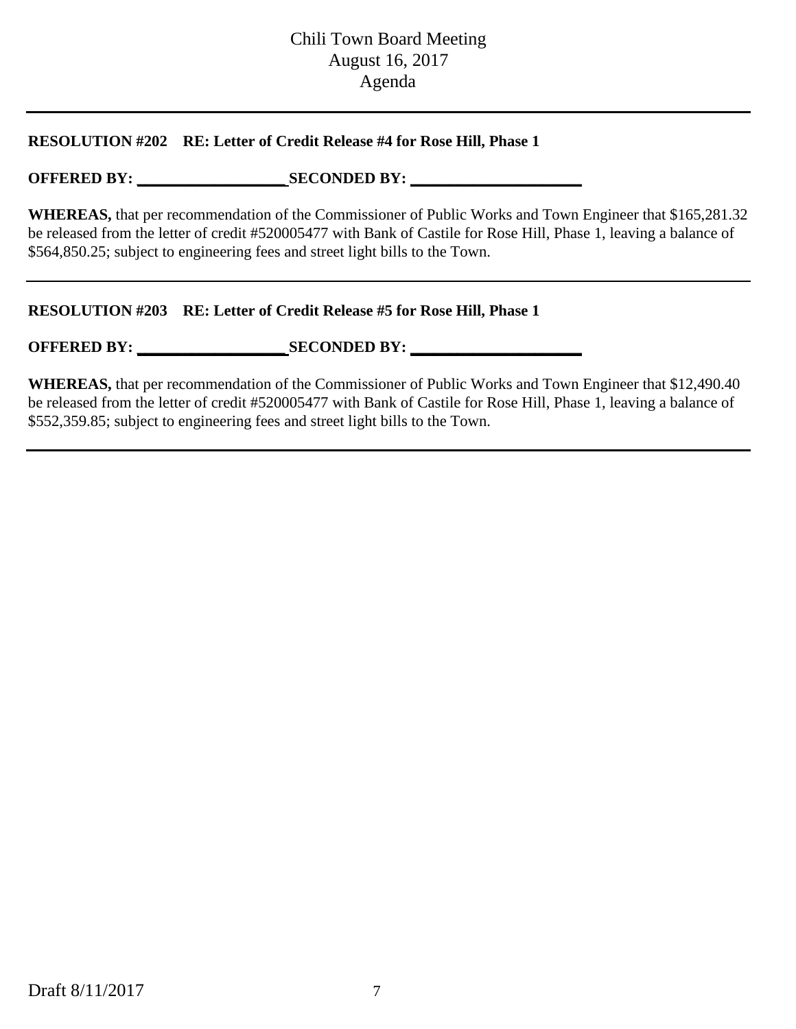**RESOLUTION #202 RE: Letter of Credit Release #4 for Rose Hill, Phase 1**

**OFFERED BY: ___________________ SECONDED BY: _____________________**

**WHEREAS,** that per recommendation of the Commissioner of Public Works and Town Engineer that $165,281.32 be released from the letter of credit #520005477 with Bank of Castile for Rose Hill, Phase 1, leaving a balance of $564,850.25; subject to engineering fees and street light bills to the Town.

---

**RESOLUTION #203 RE: Letter of Credit Release #5 for Rose Hill, Phase 1**

**OFFERED BY: ___________________ SECONDED BY: _____________________**

**WHEREAS,** that per recommendation of the Commissioner of Public Works and Town Engineer that $12,490.40 be released from the letter of credit #520005477 with Bank of Castile for Rose Hill, Phase 1, leaving a balance of $552,359.85; subject to engineering fees and street light bills to the Town.

---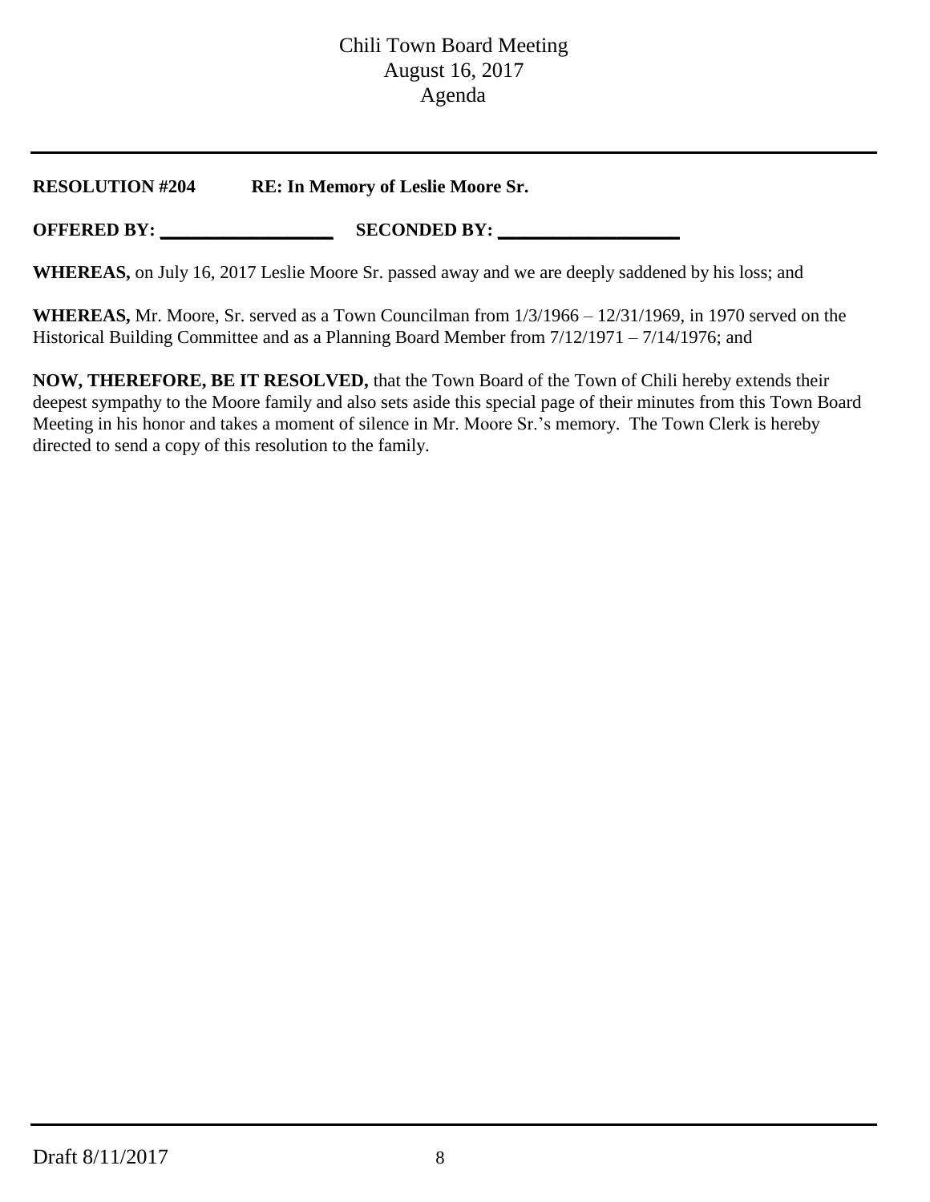**RESOLUTION #204 RE: In Memory of Leslie Moore Sr.**

**OFFERED BY:** ___________________ **SECONDED BY:** ____________________

**WHEREAS,** on July 16, 2017 Leslie Moore Sr. passed away and we are deeply saddened by his loss; and

**WHEREAS,** Mr. Moore, Sr. served as a Town Councilman from 1/3/1966 – 12/31/1969, in 1970 served on the Historical Building Committee and as a Planning Board Member from 7/12/1971 – 7/14/1976; and

**NOW, THEREFORE, BE IT RESOLVED,** that the Town Board of the Town of Chili hereby extends their deepest sympathy to the Moore family and also sets aside this special page of their minutes from this Town Board Meeting in his honor and takes a moment of silence in Mr. Moore Sr.'s memory. The Town Clerk is hereby directed to send a copy of this resolution to the family.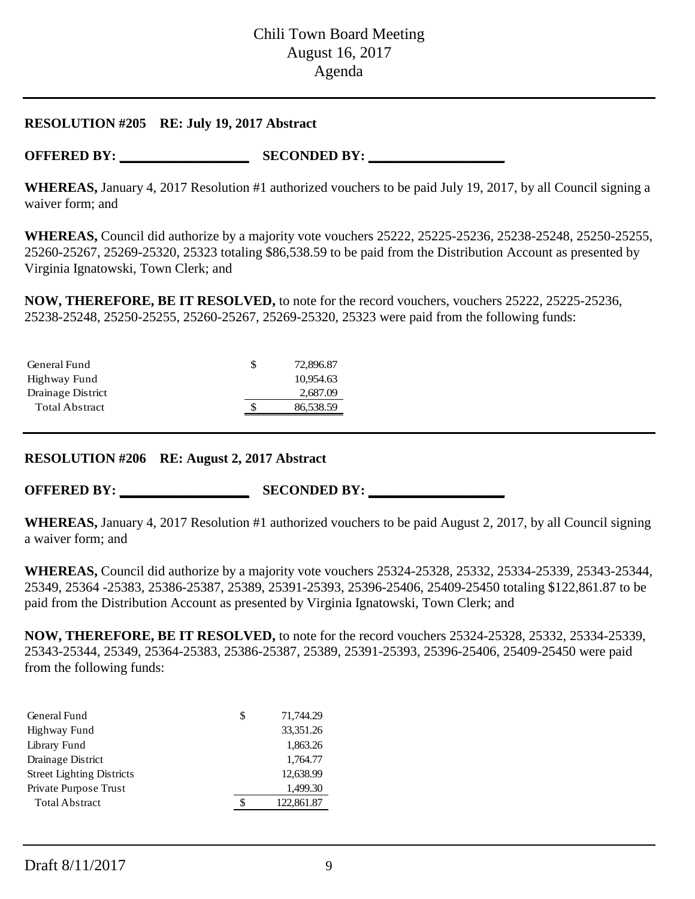**RESOLUTION #205 RE: July 19, 2017 Abstract**

**OFFERED BY:** ___________________ **SECONDED BY:** ___________________

**WHEREAS,** January 4, 2017 Resolution #1 authorized vouchers to be paid July 19, 2017, by all Council signing a waiver form; and

**WHEREAS,** Council did authorize by a majority vote vouchers 25222, 25225-25236, 25238-25248, 25250-25255, 25260-25267, 25269-25320, 25323 totaling $86,538.59 to be paid from the Distribution Account as presented by Virginia Ignatowski, Town Clerk; and

**NOW, THEREFORE, BE IT RESOLVED,** to note for the record vouchers, vouchers 25222, 25225-25236, 25238-25248, 25250-25255, 25260-25267, 25269-25320, 25323 were paid from the following funds:

| | | |
|---|---|---|
| General Fund | $ | 72,896.87 |
| Highway Fund | | 10,954.63 |
| Drainage District | | 2,687.09 |
| Total Abstract | $ | 86,538.59 |

---

**RESOLUTION #206 RE: August 2, 2017 Abstract**

**OFFERED BY:** ___________________ **SECONDED BY:** ___________________

**WHEREAS,** January 4, 2017 Resolution #1 authorized vouchers to be paid August 2, 2017, by all Council signing a waiver form; and

**WHEREAS,** Council did authorize by a majority vote vouchers 25324-25328, 25332, 25334-25339, 25343-25344, 25349, 25364 -25383, 25386-25387, 25389, 25391-25393, 25396-25406, 25409-25450 totaling $122,861.87 to be paid from the Distribution Account as presented by Virginia Ignatowski, Town Clerk; and

**NOW, THEREFORE, BE IT RESOLVED,** to note for the record vouchers 25324-25328, 25332, 25334-25339, 25343-25344, 25349, 25364-25383, 25386-25387, 25389, 25391-25393, 25396-25406, 25409-25450 were paid from the following funds:

| | | |
|---|---|---|
| General Fund | $ | 71,744.29 |
| Highway Fund | | 33,351.26 |
| Library Fund | | 1,863.26 |
| Drainage District | | 1,764.77 |
| Street Lighting Districts | | 12,638.99 |
| Private Purpose Trust | | 1,499.30 |
| Total Abstract | $ | 122,861.87 |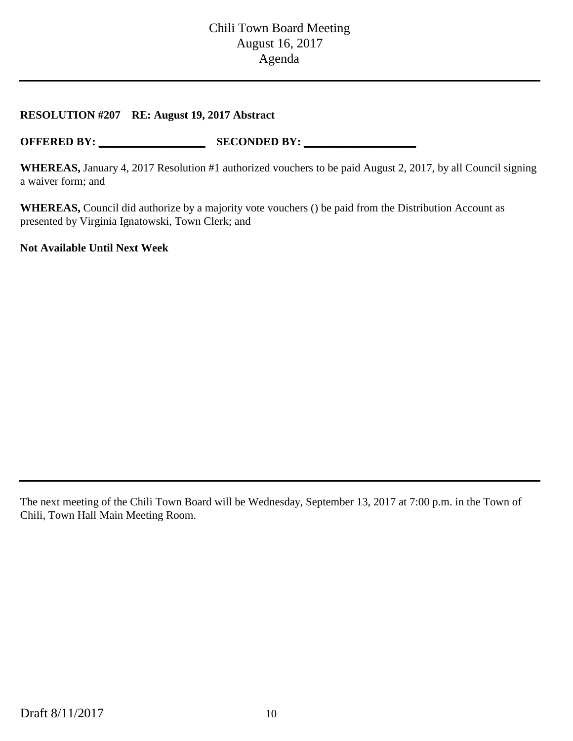**RESOLUTION #207 RE: August 19, 2017 Abstract**

**OFFERED BY:** ___________________ **SECONDED BY:** ___________________

**WHEREAS,** January 4, 2017 Resolution #1 authorized vouchers to be paid August 2, 2017, by all Council signing a waiver form; and

**WHEREAS,** Council did authorize by a majority vote vouchers () be paid from the Distribution Account as presented by Virginia Ignatowski, Town Clerk; and

**Not Available Until Next Week**

---

The next meeting of the Chili Town Board will be Wednesday, September 13, 2017 at 7:00 p.m. in the Town of Chili, Town Hall Main Meeting Room.